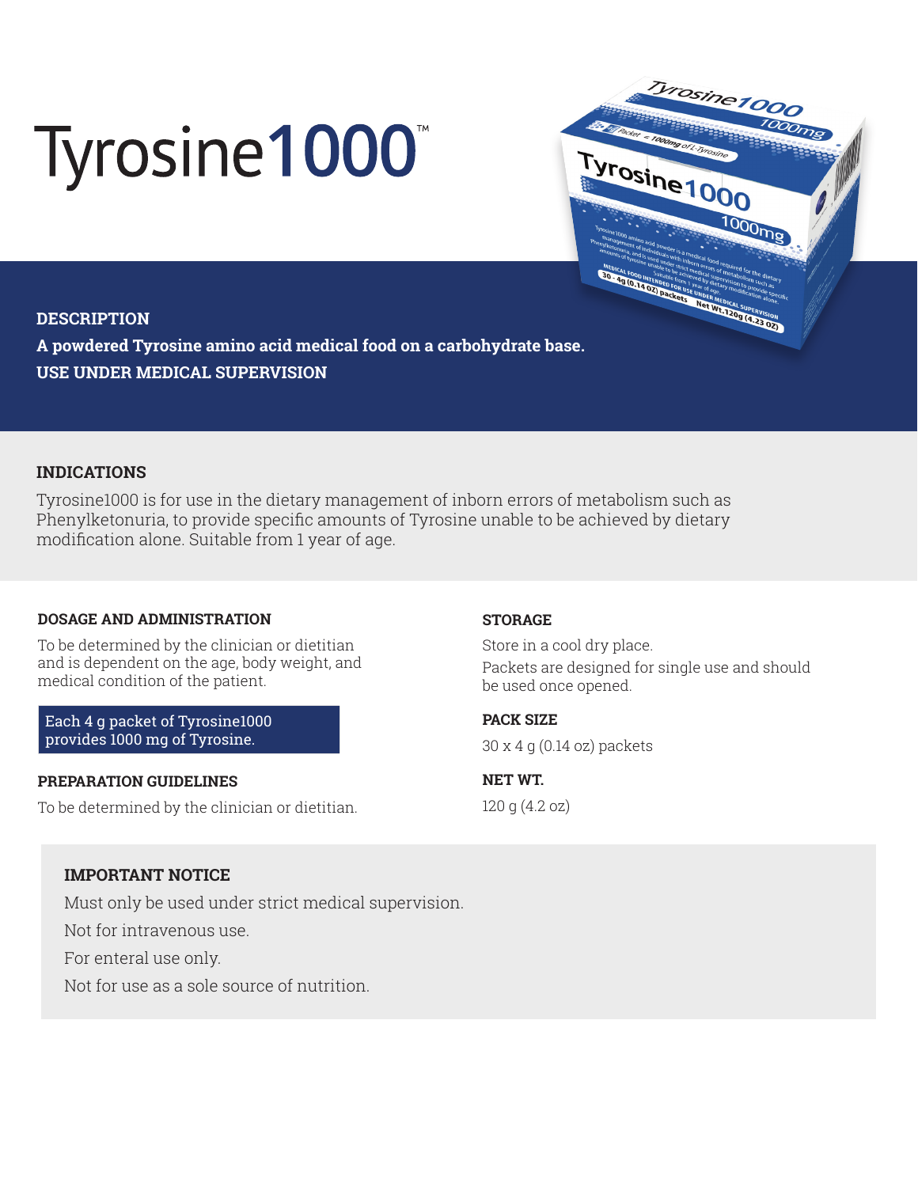# Tyrosine1000™

## DESCRIPTION

**A powdered Tyrosine amino acid medical food on a carbohydrate base.**

**USE UNDER MEDICAL SUPERVISION**

## INDICATIONS

Tyrosine1000 is for use in the dietary management of inborn errors of metabolism such as Phenylketonuria, to provide specific amounts of Tyrosine unable to be achieved by dietary modification alone. Suitable from 1 year of age.

### DOSAGE AND ADMINISTRATION

To be determined by the clinician or dietitian and is dependent on the age, body weight, and medical condition of the patient.

Each 4 g packet of Tyrosine1000 provides 1000 mg of Tyrosine.

### PREPARATION GUIDELINES

To be determined by the clinician or dietitian.

### STORAGE

Store in a cool dry place.

Packets are designed for single use and should be used once opened.

### PACK SIZE

30 x 4 g (0.14 oz) packets

### NET WT.

120 g (4.2 oz)

### IMPORTANT NOTICE

Must only be used under strict medical supervision.

Not for intravenous use.

For enteral use only.

Not for use as a sole source of nutrition.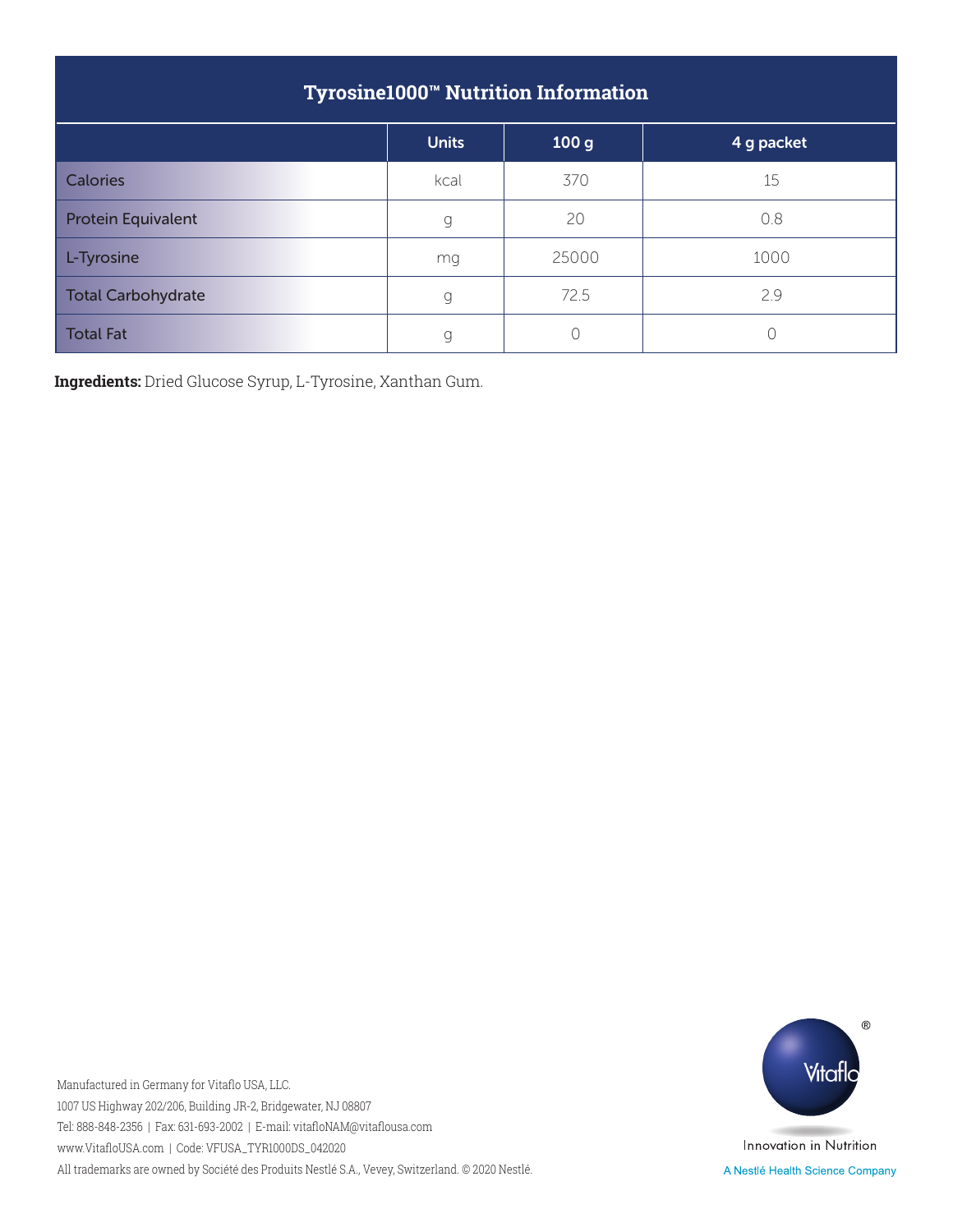## Tyrosine1000™ Nutrition Information

| | Units | 100 g | 4 g packet |
|---|---|---|---|
| Calories | kcal | 370 | 15 |
| Protein Equivalent | g | 20 | 0.8 |
| L-Tyrosine | mg | 25000 | 1000 |
| Total Carbohydrate | g | 72.5 | 2.9 |
| Total Fat | g | 0 | 0 |

**Ingredients:** Dried Glucose Syrup, L-Tyrosine, Xanthan Gum.

Manufactured in Germany for Vitaflo USA, LLC.
1007 US Highway 202/206, Building JR-2, Bridgewater, NJ 08807
Tel: 888-848-2356 | Fax: 631-693-2002 | E-mail: vitafloNAM@vitaflousa.com
www.VitafloUSA.com | Code: VFUSA_TYR1000DS_042020
All trademarks are owned by Société des Produits Nestlé S.A., Vevey, Switzerland. © 2020 Nestlé.

Vitaflo®
Innovation in Nutrition
A Nestlé Health Science Company